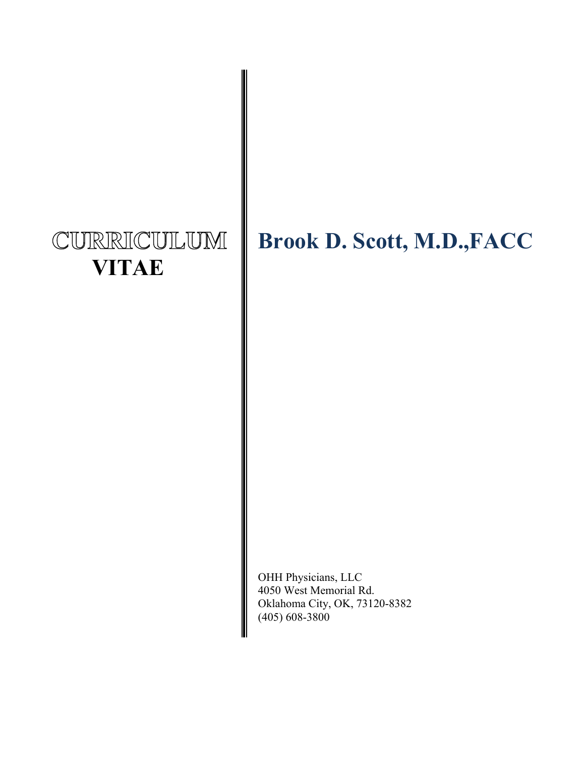# CURRICULUM VITAE

# Brook D. Scott, M.D.,FACC

OHH Physicians, LLC
4050 West Memorial Rd.
Oklahoma City, OK, 73120-8382
(405) 608-3800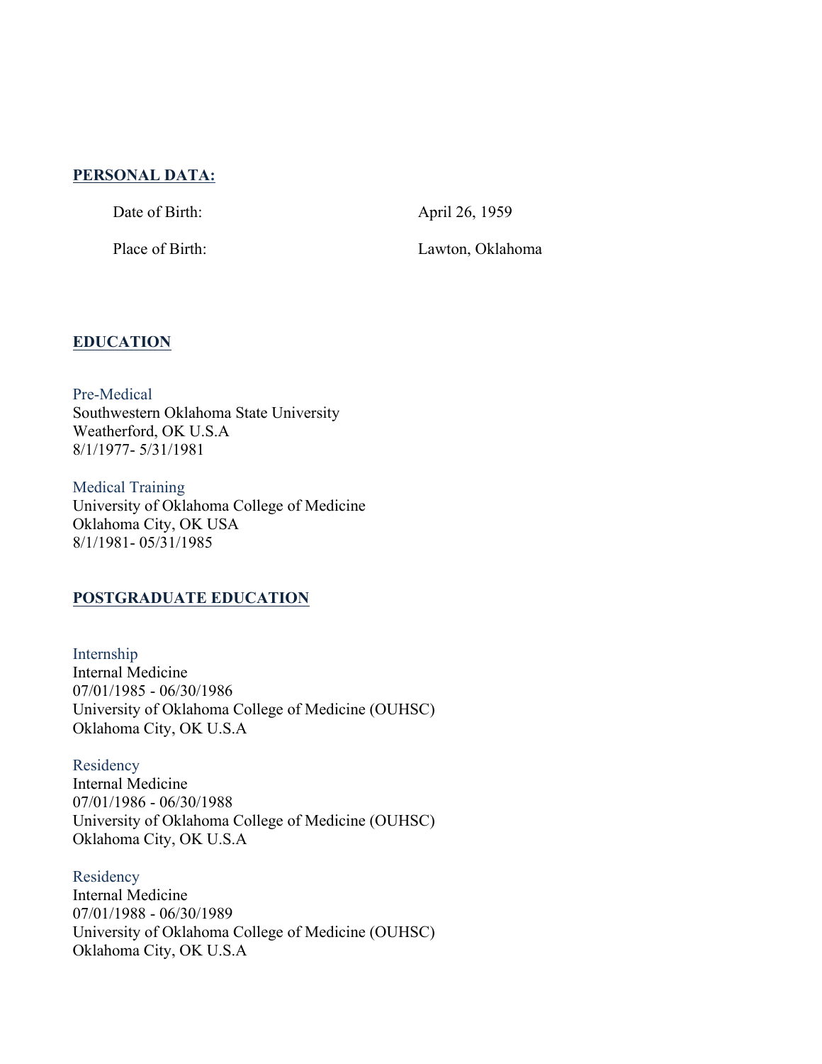## PERSONAL DATA:

Date of Birth: April 26, 1959

Place of Birth: Lawton, Oklahoma

## EDUCATION

### Pre-Medical
Southwestern Oklahoma State University
Weatherford, OK U.S.A
8/1/1977- 5/31/1981

### Medical Training
University of Oklahoma College of Medicine
Oklahoma City, OK USA
8/1/1981- 05/31/1985

## POSTGRADUATE EDUCATION

### Internship
Internal Medicine
07/01/1985 - 06/30/1986
University of Oklahoma College of Medicine (OUHSC)
Oklahoma City, OK U.S.A

### Residency
Internal Medicine
07/01/1986 - 06/30/1988
University of Oklahoma College of Medicine (OUHSC)
Oklahoma City, OK U.S.A

### Residency
Internal Medicine
07/01/1988 - 06/30/1989
University of Oklahoma College of Medicine (OUHSC)
Oklahoma City, OK U.S.A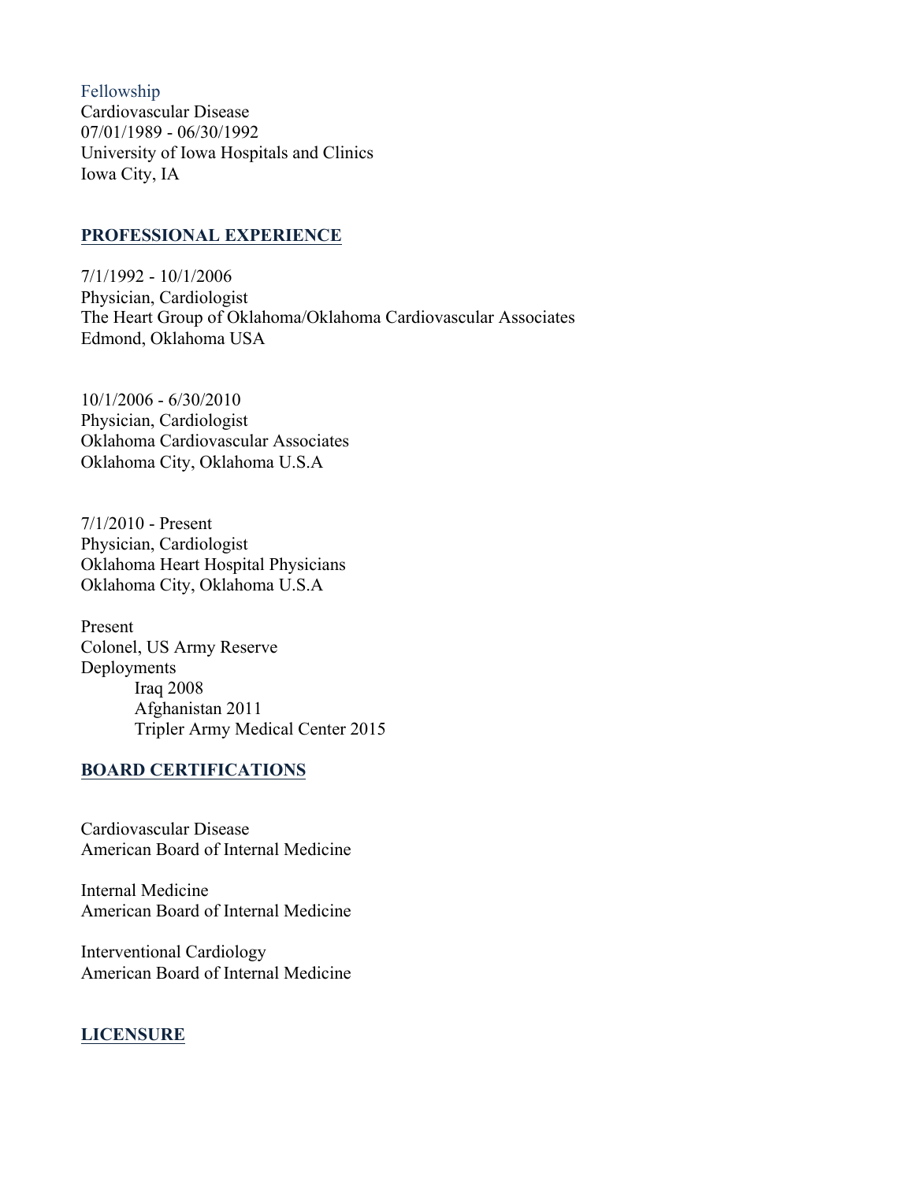### Fellowship

Cardiovascular Disease
07/01/1989 - 06/30/1992
University of Iowa Hospitals and Clinics
Iowa City, IA

## PROFESSIONAL EXPERIENCE

7/1/1992 - 10/1/2006
Physician, Cardiologist
The Heart Group of Oklahoma/Oklahoma Cardiovascular Associates
Edmond, Oklahoma USA

10/1/2006 - 6/30/2010
Physician, Cardiologist
Oklahoma Cardiovascular Associates
Oklahoma City, Oklahoma U.S.A

7/1/2010 - Present
Physician, Cardiologist
Oklahoma Heart Hospital Physicians
Oklahoma City, Oklahoma U.S.A

Present
Colonel, US Army Reserve
Deployments
- Iraq 2008
- Afghanistan 2011
- Tripler Army Medical Center 2015

## BOARD CERTIFICATIONS

Cardiovascular Disease
American Board of Internal Medicine

Internal Medicine
American Board of Internal Medicine

Interventional Cardiology
American Board of Internal Medicine

## LICENSURE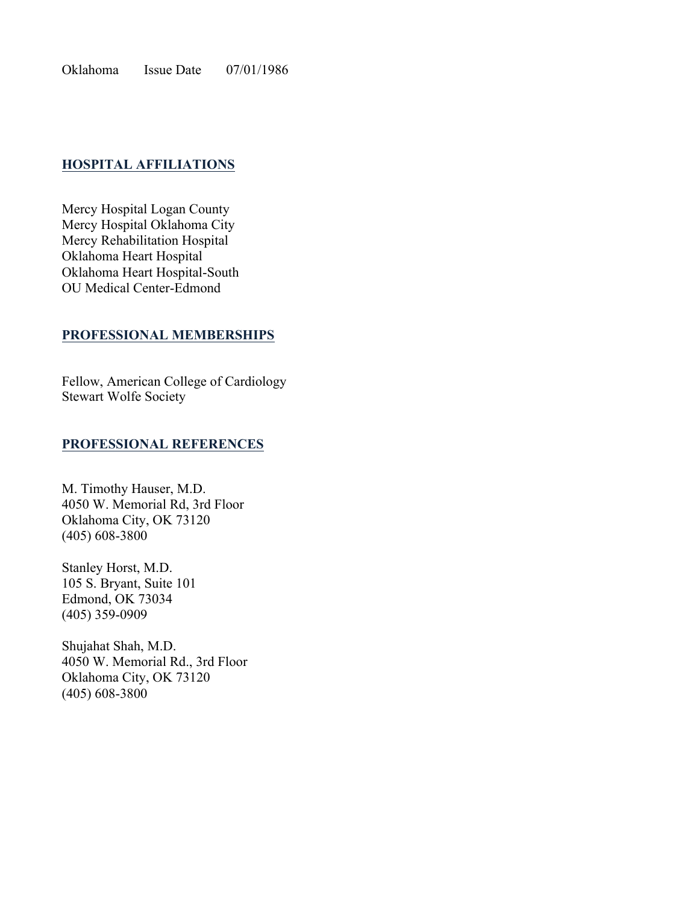Oklahoma Issue Date 07/01/1986

## HOSPITAL AFFILIATIONS

Mercy Hospital Logan County
Mercy Hospital Oklahoma City
Mercy Rehabilitation Hospital
Oklahoma Heart Hospital
Oklahoma Heart Hospital-South
OU Medical Center-Edmond

## PROFESSIONAL MEMBERSHIPS

Fellow, American College of Cardiology
Stewart Wolfe Society

## PROFESSIONAL REFERENCES

M. Timothy Hauser, M.D.
4050 W. Memorial Rd, 3rd Floor
Oklahoma City, OK 73120
(405) 608-3800

Stanley Horst, M.D.
105 S. Bryant, Suite 101
Edmond, OK 73034
(405) 359-0909

Shujahat Shah, M.D.
4050 W. Memorial Rd., 3rd Floor
Oklahoma City, OK 73120
(405) 608-3800